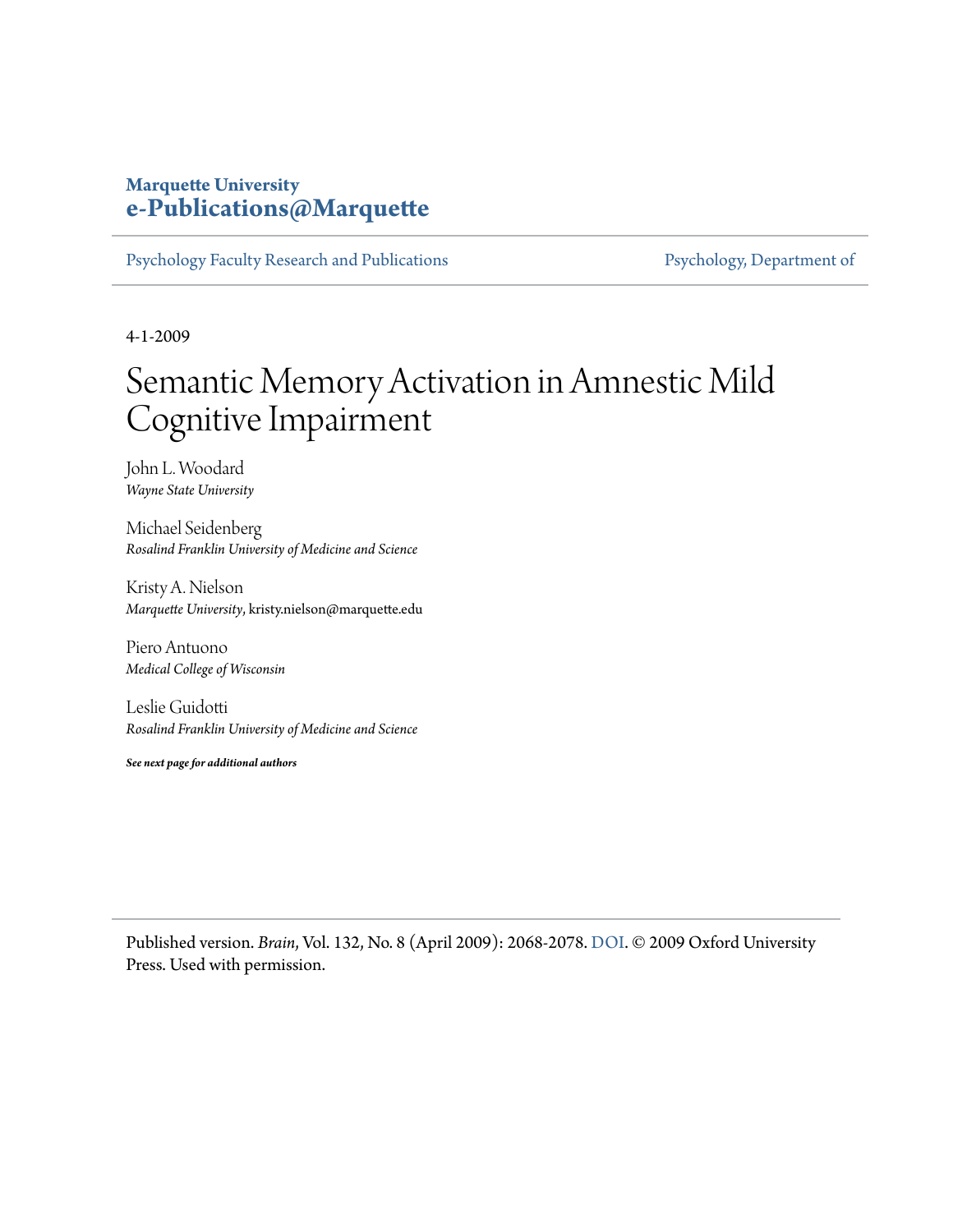**Marquette University**
**e-Publications@Marquette**

Psychology Faculty Research and Publications | Psychology, Department of

4-1-2009

# Semantic Memory Activation in Amnestic Mild Cognitive Impairment

John L. Woodard
*Wayne State University*

Michael Seidenberg
*Rosalind Franklin University of Medicine and Science*

Kristy A. Nielson
*Marquette University*, kristy.nielson@marquette.edu

Piero Antuono
*Medical College of Wisconsin*

Leslie Guidotti
*Rosalind Franklin University of Medicine and Science*

***See next page for additional authors***

Published version. *Brain*, Vol. 132, No. 8 (April 2009): 2068-2078. DOI. © 2009 Oxford University Press. Used with permission.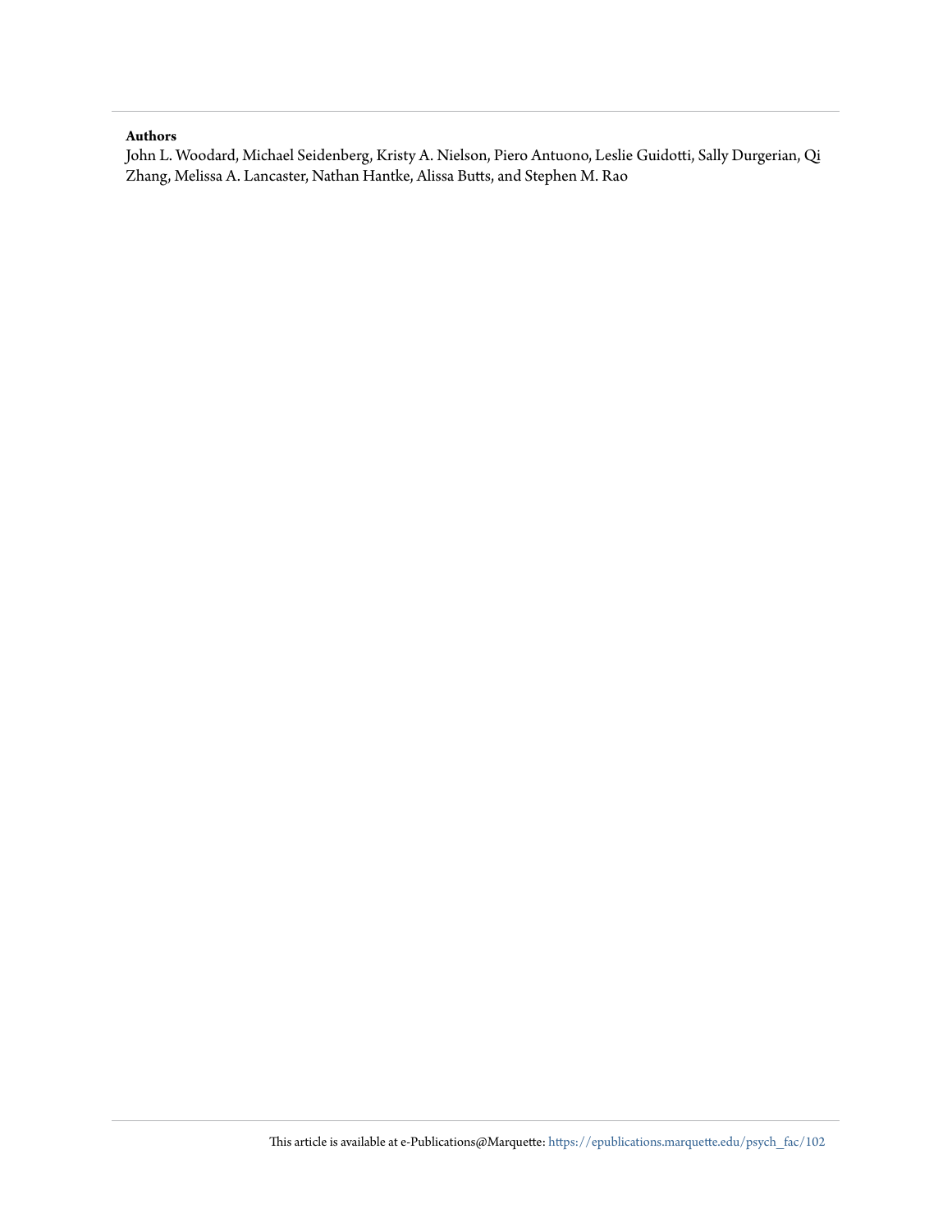**Authors**

John L. Woodard, Michael Seidenberg, Kristy A. Nielson, Piero Antuono, Leslie Guidotti, Sally Durgerian, Qi Zhang, Melissa A. Lancaster, Nathan Hantke, Alissa Butts, and Stephen M. Rao

This article is available at e-Publications@Marquette: https://epublications.marquette.edu/psych_fac/102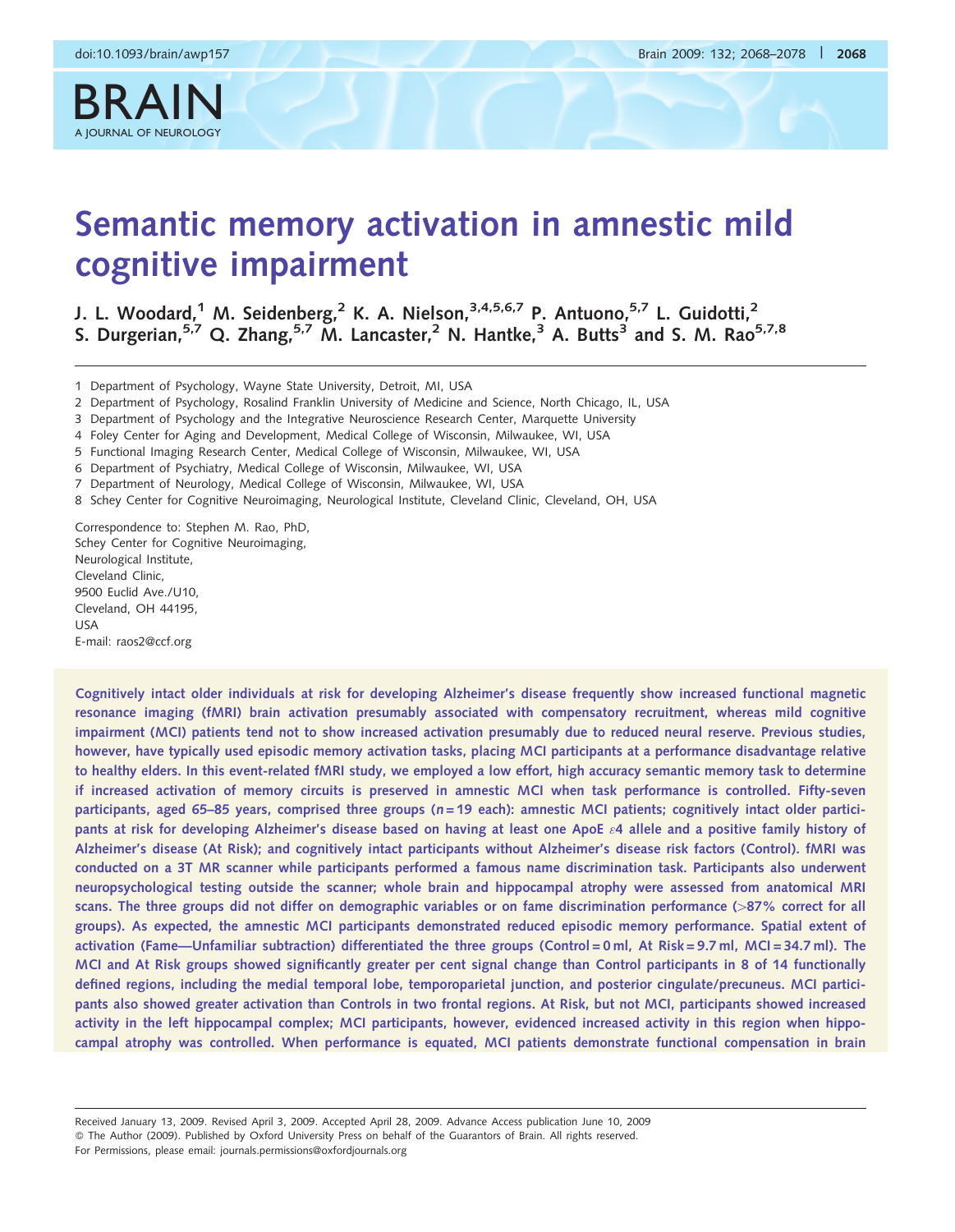# Semantic memory activation in amnestic mild cognitive impairment

J. L. Woodard,[1] M. Seidenberg,[2] K. A. Nielson,[3,4,5,6,7] P. Antuono,[5,7] L. Guidotti,[2] S. Durgerian,[5,7] Q. Zhang,[5,7] M. Lancaster,[2] N. Hantke,[3] A. Butts[3] and S. M. Rao[5,7,8]

1 Department of Psychology, Wayne State University, Detroit, MI, USA
2 Department of Psychology, Rosalind Franklin University of Medicine and Science, North Chicago, IL, USA
3 Department of Psychology and the Integrative Neuroscience Research Center, Marquette University
4 Foley Center for Aging and Development, Medical College of Wisconsin, Milwaukee, WI, USA
5 Functional Imaging Research Center, Medical College of Wisconsin, Milwaukee, WI, USA
6 Department of Psychiatry, Medical College of Wisconsin, Milwaukee, WI, USA
7 Department of Neurology, Medical College of Wisconsin, Milwaukee, WI, USA
8 Schey Center for Cognitive Neuroimaging, Neurological Institute, Cleveland Clinic, Cleveland, OH, USA

Correspondence to: Stephen M. Rao, PhD,
Schey Center for Cognitive Neuroimaging,
Neurological Institute,
Cleveland Clinic,
9500 Euclid Ave./U10,
Cleveland, OH 44195,
USA
E-mail: raos2@ccf.org

**Cognitively intact older individuals at risk for developing Alzheimer's disease frequently show increased functional magnetic resonance imaging (fMRI) brain activation presumably associated with compensatory recruitment, whereas mild cognitive impairment (MCI) patients tend not to show increased activation presumably due to reduced neural reserve. Previous studies, however, have typically used episodic memory activation tasks, placing MCI participants at a performance disadvantage relative to healthy elders. In this event-related fMRI study, we employed a low effort, high accuracy semantic memory task to determine if increased activation of memory circuits is preserved in amnestic MCI when task performance is controlled. Fifty-seven participants, aged 65–85 years, comprised three groups ($n = 19$ each): amnestic MCI patients; cognitively intact older participants at risk for developing Alzheimer's disease based on having at least one ApoE $\varepsilon 4$ allele and a positive family history of Alzheimer's disease (At Risk); and cognitively intact participants without Alzheimer's disease risk factors (Control). fMRI was conducted on a 3T MR scanner while participants performed a famous name discrimination task. Participants also underwent neuropsychological testing outside the scanner; whole brain and hippocampal atrophy were assessed from anatomical MRI scans. The three groups did not differ on demographic variables or on fame discrimination performance (>87% correct for all groups). As expected, the amnestic MCI participants demonstrated reduced episodic memory performance. Spatial extent of activation (Fame—Unfamiliar subtraction) differentiated the three groups (Control = 0 ml, At Risk = 9.7 ml, MCI = 34.7 ml). The MCI and At Risk groups showed significantly greater per cent signal change than Control participants in 8 of 14 functionally defined regions, including the medial temporal lobe, temporoparietal junction, and posterior cingulate/precuneus. MCI participants also showed greater activation than Controls in two frontal regions. At Risk, but not MCI, participants showed increased activity in the left hippocampal complex; MCI participants, however, evidenced increased activity in this region when hippocampal atrophy was controlled. When performance is equated, MCI patients demonstrate functional compensation in brain**

Received January 13, 2009. Revised April 3, 2009. Accepted April 28, 2009. Advance Access publication June 10, 2009
© The Author (2009). Published by Oxford University Press on behalf of the Guarantors of Brain. All rights reserved.
For Permissions, please email: journals.permissions@oxfordjournals.org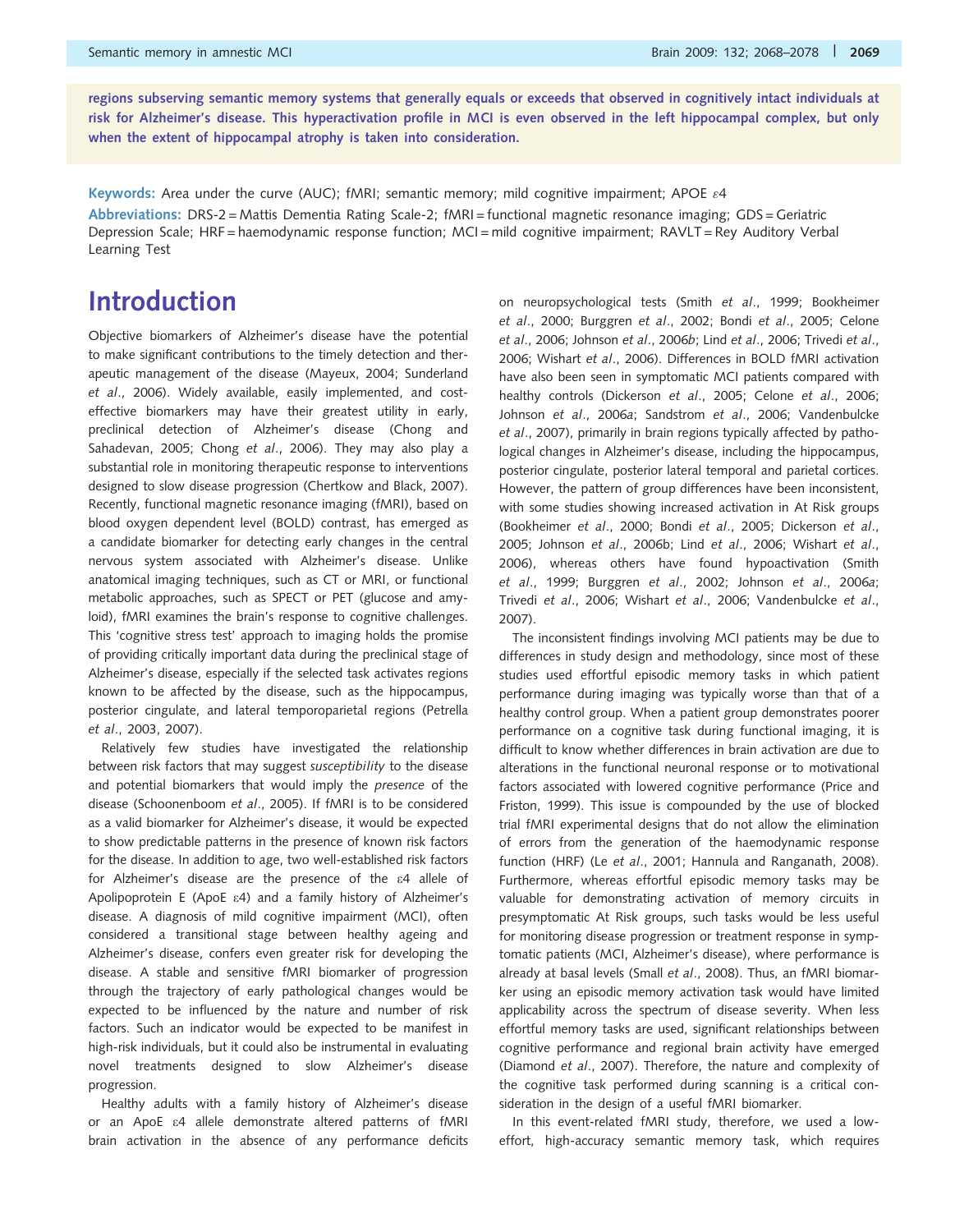**regions subserving semantic memory systems that generally equals or exceeds that observed in cognitively intact individuals at risk for Alzheimer's disease. This hyperactivation profile in MCI is even observed in the left hippocampal complex, but only when the extent of hippocampal atrophy is taken into consideration.**

**Keywords:** Area under the curve (AUC); fMRI; semantic memory; mild cognitive impairment; APOE ε4

**Abbreviations:** DRS-2 = Mattis Dementia Rating Scale-2; fMRI = functional magnetic resonance imaging; GDS = Geriatric Depression Scale; HRF = haemodynamic response function; MCI = mild cognitive impairment; RAVLT = Rey Auditory Verbal Learning Test

# Introduction

Objective biomarkers of Alzheimer's disease have the potential to make significant contributions to the timely detection and therapeutic management of the disease (Mayeux, 2004; Sunderland *et al*., 2006). Widely available, easily implemented, and cost-effective biomarkers may have their greatest utility in early, preclinical detection of Alzheimer's disease (Chong and Sahadevan, 2005; Chong *et al*., 2006). They may also play a substantial role in monitoring therapeutic response to interventions designed to slow disease progression (Chertkow and Black, 2007). Recently, functional magnetic resonance imaging (fMRI), based on blood oxygen dependent level (BOLD) contrast, has emerged as a candidate biomarker for detecting early changes in the central nervous system associated with Alzheimer's disease. Unlike anatomical imaging techniques, such as CT or MRI, or functional metabolic approaches, such as SPECT or PET (glucose and amyloid), fMRI examines the brain's response to cognitive challenges. This 'cognitive stress test' approach to imaging holds the promise of providing critically important data during the preclinical stage of Alzheimer's disease, especially if the selected task activates regions known to be affected by the disease, such as the hippocampus, posterior cingulate, and lateral temporoparietal regions (Petrella *et al*., 2003, 2007).

Relatively few studies have investigated the relationship between risk factors that may suggest *susceptibility* to the disease and potential biomarkers that would imply the *presence* of the disease (Schoonenboom *et al*., 2005). If fMRI is to be considered as a valid biomarker for Alzheimer's disease, it would be expected to show predictable patterns in the presence of known risk factors for the disease. In addition to age, two well-established risk factors for Alzheimer's disease are the presence of the ε4 allele of Apolipoprotein E (ApoE ε4) and a family history of Alzheimer's disease. A diagnosis of mild cognitive impairment (MCI), often considered a transitional stage between healthy ageing and Alzheimer's disease, confers even greater risk for developing the disease. A stable and sensitive fMRI biomarker of progression through the trajectory of early pathological changes would be expected to be influenced by the nature and number of risk factors. Such an indicator would be expected to be manifest in high-risk individuals, but it could also be instrumental in evaluating novel treatments designed to slow Alzheimer's disease progression.

Healthy adults with a family history of Alzheimer's disease or an ApoE ε4 allele demonstrate altered patterns of fMRI brain activation in the absence of any performance deficits on neuropsychological tests (Smith *et al*., 1999; Bookheimer *et al*., 2000; Burggren *et al*., 2002; Bondi *et al*., 2005; Celone *et al*., 2006; Johnson *et al*., 2006*b*; Lind *et al*., 2006; Trivedi *et al*., 2006; Wishart *et al*., 2006). Differences in BOLD fMRI activation have also been seen in symptomatic MCI patients compared with healthy controls (Dickerson *et al*., 2005; Celone *et al*., 2006; Johnson *et al*., 2006*a*; Sandstrom *et al*., 2006; Vandenbulcke *et al*., 2007), primarily in brain regions typically affected by pathological changes in Alzheimer's disease, including the hippocampus, posterior cingulate, posterior lateral temporal and parietal cortices. However, the pattern of group differences have been inconsistent, with some studies showing increased activation in At Risk groups (Bookheimer *et al*., 2000; Bondi *et al*., 2005; Dickerson *et al*., 2005; Johnson *et al*., 2006b; Lind *et al*., 2006; Wishart *et al*., 2006), whereas others have found hypoactivation (Smith *et al*., 1999; Burggren *et al*., 2002; Johnson *et al*., 2006*a*; Trivedi *et al*., 2006; Wishart *et al*., 2006; Vandenbulcke *et al*., 2007).

The inconsistent findings involving MCI patients may be due to differences in study design and methodology, since most of these studies used effortful episodic memory tasks in which patient performance during imaging was typically worse than that of a healthy control group. When a patient group demonstrates poorer performance on a cognitive task during functional imaging, it is difficult to know whether differences in brain activation are due to alterations in the functional neuronal response or to motivational factors associated with lowered cognitive performance (Price and Friston, 1999). This issue is compounded by the use of blocked trial fMRI experimental designs that do not allow the elimination of errors from the generation of the haemodynamic response function (HRF) (Le *et al*., 2001; Hannula and Ranganath, 2008). Furthermore, whereas effortful episodic memory tasks may be valuable for demonstrating activation of memory circuits in presymptomatic At Risk groups, such tasks would be less useful for monitoring disease progression or treatment response in symptomatic patients (MCI, Alzheimer's disease), where performance is already at basal levels (Small *et al*., 2008). Thus, an fMRI biomarker using an episodic memory activation task would have limited applicability across the spectrum of disease severity. When less effortful memory tasks are used, significant relationships between cognitive performance and regional brain activity have emerged (Diamond *et al*., 2007). Therefore, the nature and complexity of the cognitive task performed during scanning is a critical consideration in the design of a useful fMRI biomarker.

In this event-related fMRI study, therefore, we used a low-effort, high-accuracy semantic memory task, which requires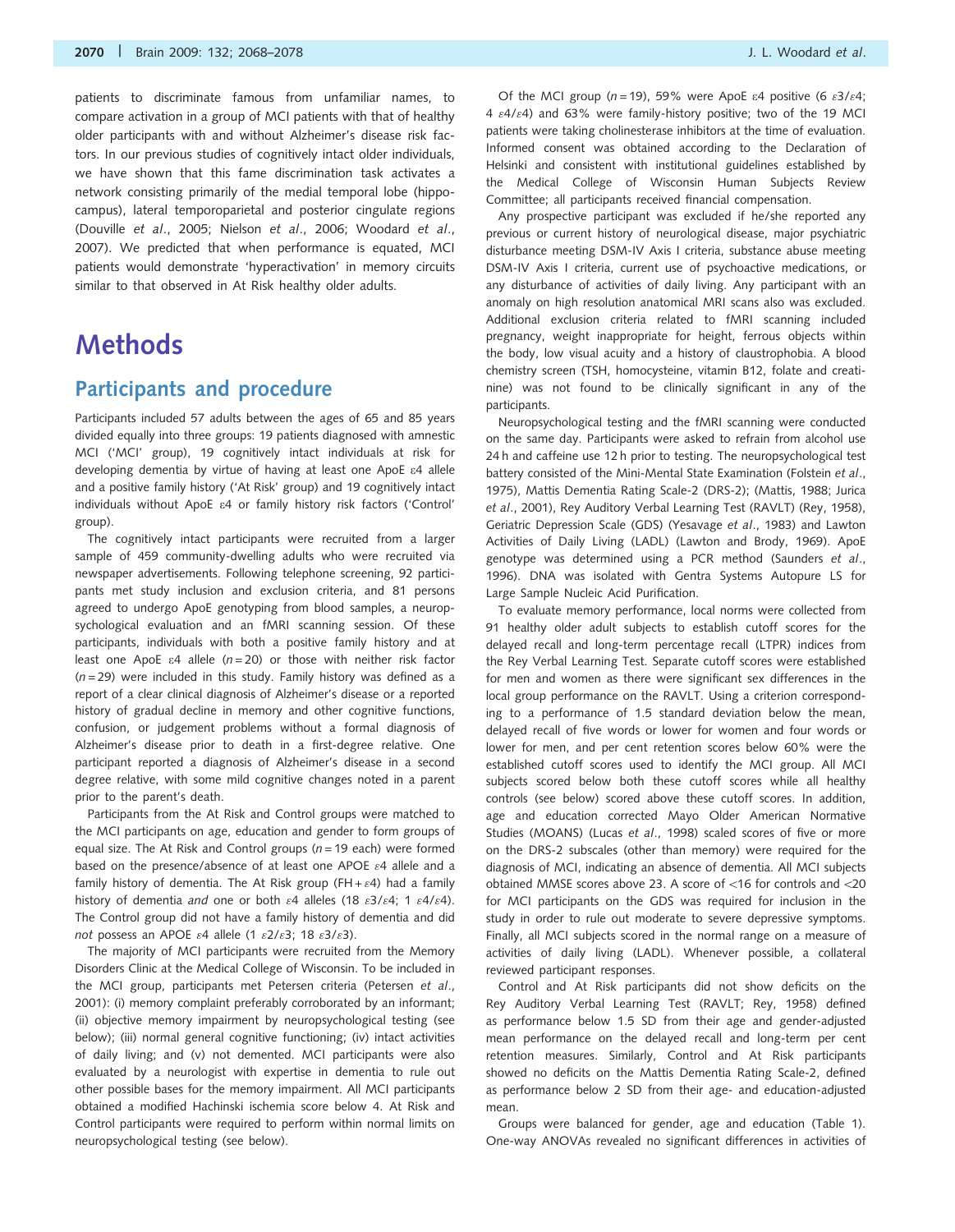patients to discriminate famous from unfamiliar names, to compare activation in a group of MCI patients with that of healthy older participants with and without Alzheimer's disease risk factors. In our previous studies of cognitively intact older individuals, we have shown that this fame discrimination task activates a network consisting primarily of the medial temporal lobe (hippocampus), lateral temporoparietal and posterior cingulate regions (Douville *et al*., 2005; Nielson *et al*., 2006; Woodard *et al*., 2007). We predicted that when performance is equated, MCI patients would demonstrate 'hyperactivation' in memory circuits similar to that observed in At Risk healthy older adults.

# Methods

## Participants and procedure

Participants included 57 adults between the ages of 65 and 85 years divided equally into three groups: 19 patients diagnosed with amnestic MCI ('MCI' group), 19 cognitively intact individuals at risk for developing dementia by virtue of having at least one ApoE ε4 allele and a positive family history ('At Risk' group) and 19 cognitively intact individuals without ApoE ε4 or family history risk factors ('Control' group).

The cognitively intact participants were recruited from a larger sample of 459 community-dwelling adults who were recruited via newspaper advertisements. Following telephone screening, 92 participants met study inclusion and exclusion criteria, and 81 persons agreed to undergo ApoE genotyping from blood samples, a neuropsychological evaluation and an fMRI scanning session. Of these participants, individuals with both a positive family history and at least one ApoE ε4 allele ($n = 20$) or those with neither risk factor ($n = 29$) were included in this study. Family history was defined as a report of a clear clinical diagnosis of Alzheimer's disease or a reported history of gradual decline in memory and other cognitive functions, confusion, or judgement problems without a formal diagnosis of Alzheimer's disease prior to death in a first-degree relative. One participant reported a diagnosis of Alzheimer's disease in a second degree relative, with some mild cognitive changes noted in a parent prior to the parent's death.

Participants from the At Risk and Control groups were matched to the MCI participants on age, education and gender to form groups of equal size. The At Risk and Control groups ($n = 19$ each) were formed based on the presence/absence of at least one APOE ε4 allele and a family history of dementia. The At Risk group (FH + ε4) had a family history of dementia *and* one or both ε4 alleles (18 ε3/ε4; 1 ε4/ε4). The Control group did not have a family history of dementia and did *not* possess an APOE ε4 allele (1 ε2/ε3; 18 ε3/ε3).

The majority of MCI participants were recruited from the Memory Disorders Clinic at the Medical College of Wisconsin. To be included in the MCI group, participants met Petersen criteria (Petersen *et al*., 2001): (i) memory complaint preferably corroborated by an informant; (ii) objective memory impairment by neuropsychological testing (see below); (iii) normal general cognitive functioning; (iv) intact activities of daily living; and (v) not demented. MCI participants were also evaluated by a neurologist with expertise in dementia to rule out other possible bases for the memory impairment. All MCI participants obtained a modified Hachinski ischemia score below 4. At Risk and Control participants were required to perform within normal limits on neuropsychological testing (see below).

Of the MCI group ($n = 19$), 59% were ApoE ε4 positive (6 ε3/ε4; 4 ε4/ε4) and 63% were family-history positive; two of the 19 MCI patients were taking cholinesterase inhibitors at the time of evaluation. Informed consent was obtained according to the Declaration of Helsinki and consistent with institutional guidelines established by the Medical College of Wisconsin Human Subjects Review Committee; all participants received financial compensation.

Any prospective participant was excluded if he/she reported any previous or current history of neurological disease, major psychiatric disturbance meeting DSM-IV Axis I criteria, substance abuse meeting DSM-IV Axis I criteria, current use of psychoactive medications, or any disturbance of activities of daily living. Any participant with an anomaly on high resolution anatomical MRI scans also was excluded. Additional exclusion criteria related to fMRI scanning included pregnancy, weight inappropriate for height, ferrous objects within the body, low visual acuity and a history of claustrophobia. A blood chemistry screen (TSH, homocysteine, vitamin B12, folate and creatinine) was not found to be clinically significant in any of the participants.

Neuropsychological testing and the fMRI scanning were conducted on the same day. Participants were asked to refrain from alcohol use 24 h and caffeine use 12 h prior to testing. The neuropsychological test battery consisted of the Mini-Mental State Examination (Folstein *et al*., 1975), Mattis Dementia Rating Scale-2 (DRS-2); (Mattis, 1988; Jurica *et al*., 2001), Rey Auditory Verbal Learning Test (RAVLT) (Rey, 1958), Geriatric Depression Scale (GDS) (Yesavage *et al*., 1983) and Lawton Activities of Daily Living (LADL) (Lawton and Brody, 1969). ApoE genotype was determined using a PCR method (Saunders *et al*., 1996). DNA was isolated with Gentra Systems Autopure LS for Large Sample Nucleic Acid Purification.

To evaluate memory performance, local norms were collected from 91 healthy older adult subjects to establish cutoff scores for the delayed recall and long-term percentage recall (LTPR) indices from the Rey Verbal Learning Test. Separate cutoff scores were established for men and women as there were significant sex differences in the local group performance on the RAVLT. Using a criterion corresponding to a performance of 1.5 standard deviation below the mean, delayed recall of five words or lower for women and four words or lower for men, and per cent retention scores below 60% were the established cutoff scores used to identify the MCI group. All MCI subjects scored below both these cutoff scores while all healthy controls (see below) scored above these cutoff scores. In addition, age and education corrected Mayo Older American Normative Studies (MOANS) (Lucas *et al*., 1998) scaled scores of five or more on the DRS-2 subscales (other than memory) were required for the diagnosis of MCI, indicating an absence of dementia. All MCI subjects obtained MMSE scores above 23. A score of <16 for controls and <20 for MCI participants on the GDS was required for inclusion in the study in order to rule out moderate to severe depressive symptoms. Finally, all MCI subjects scored in the normal range on a measure of activities of daily living (LADL). Whenever possible, a collateral reviewed participant responses.

Control and At Risk participants did not show deficits on the Rey Auditory Verbal Learning Test (RAVLT; Rey, 1958) defined as performance below 1.5 SD from their age and gender-adjusted mean performance on the delayed recall and long-term per cent retention measures. Similarly, Control and At Risk participants showed no deficits on the Mattis Dementia Rating Scale-2, defined as performance below 2 SD from their age- and education-adjusted mean.

Groups were balanced for gender, age and education (Table 1). One-way ANOVAs revealed no significant differences in activities of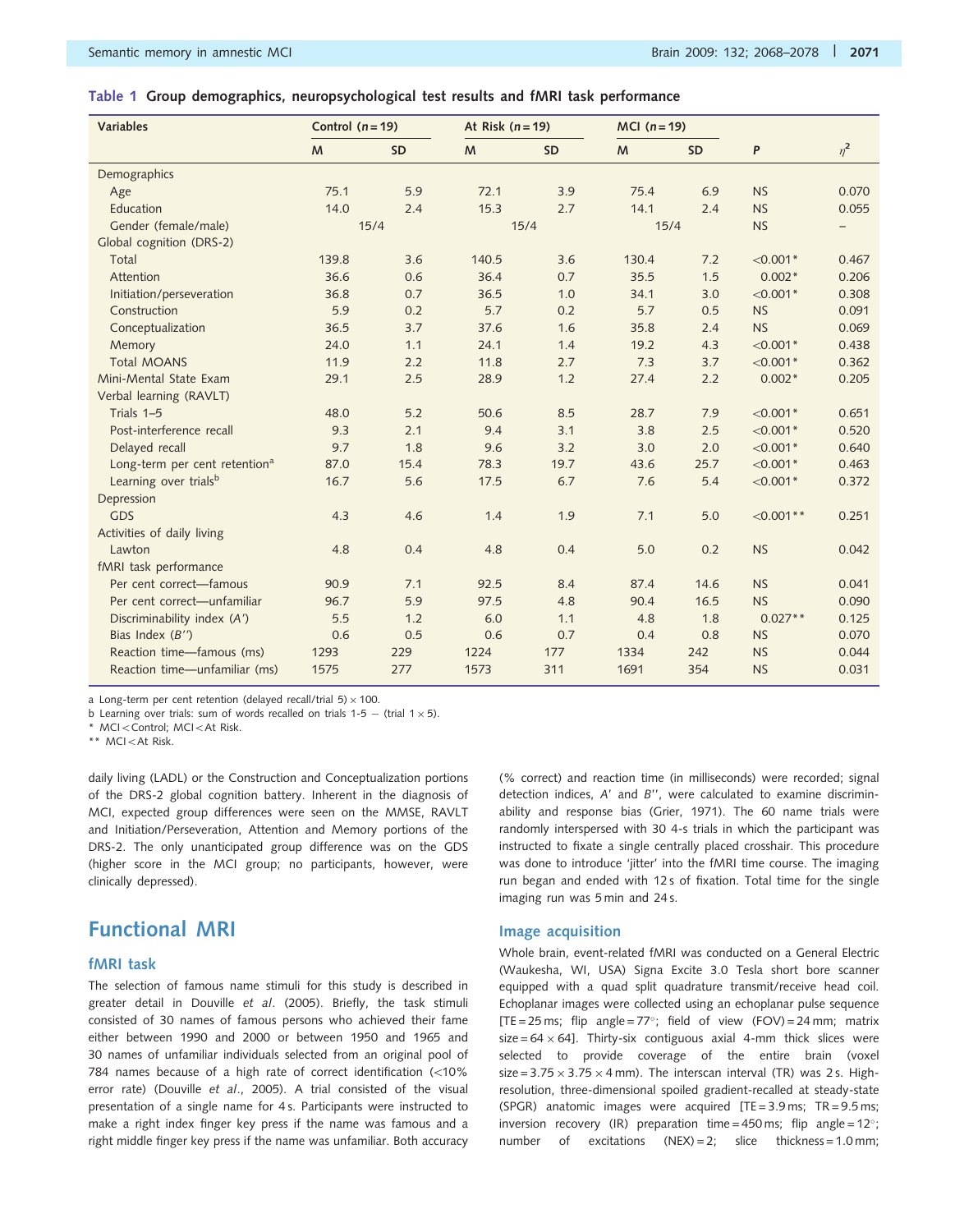**Table 1 Group demographics, neuropsychological test results and fMRI task performance**

| Variables | Control (n = 19) | | At Risk (n = 19) | | MCI (n = 19) | | | |
|---|---|---|---|---|---|---|---|---|
| | M | SD | M | SD | M | SD | P | $\eta^2$ |
| Demographics | | | | | | | | |
| Age | 75.1 | 5.9 | 72.1 | 3.9 | 75.4 | 6.9 | NS | 0.070 |
| Education | 14.0 | 2.4 | 15.3 | 2.7 | 14.1 | 2.4 | NS | 0.055 |
| Gender (female/male) | 15/4 | | 15/4 | | 15/4 | | NS | – |
| Global cognition (DRS-2) | | | | | | | | |
| Total | 139.8 | 3.6 | 140.5 | 3.6 | 130.4 | 7.2 | <0.001* | 0.467 |
| Attention | 36.6 | 0.6 | 36.4 | 0.7 | 35.5 | 1.5 | 0.002* | 0.206 |
| Initiation/perseveration | 36.8 | 0.7 | 36.5 | 1.0 | 34.1 | 3.0 | <0.001* | 0.308 |
| Construction | 5.9 | 0.2 | 5.7 | 0.2 | 5.7 | 0.5 | NS | 0.091 |
| Conceptualization | 36.5 | 3.7 | 37.6 | 1.6 | 35.8 | 2.4 | NS | 0.069 |
| Memory | 24.0 | 1.1 | 24.1 | 1.4 | 19.2 | 4.3 | <0.001* | 0.438 |
| Total MOANS | 11.9 | 2.2 | 11.8 | 2.7 | 7.3 | 3.7 | <0.001* | 0.362 |
| Mini-Mental State Exam | 29.1 | 2.5 | 28.9 | 1.2 | 27.4 | 2.2 | 0.002* | 0.205 |
| Verbal learning (RAVLT) | | | | | | | | |
| Trials 1–5 | 48.0 | 5.2 | 50.6 | 8.5 | 28.7 | 7.9 | <0.001* | 0.651 |
| Post-interference recall | 9.3 | 2.1 | 9.4 | 3.1 | 3.8 | 2.5 | <0.001* | 0.520 |
| Delayed recall | 9.7 | 1.8 | 9.6 | 3.2 | 3.0 | 2.0 | <0.001* | 0.640 |
| Long-term per cent retention[a] | 87.0 | 15.4 | 78.3 | 19.7 | 43.6 | 25.7 | <0.001* | 0.463 |
| Learning over trials[b] | 16.7 | 5.6 | 17.5 | 6.7 | 7.6 | 5.4 | <0.001* | 0.372 |
| Depression | | | | | | | | |
| GDS | 4.3 | 4.6 | 1.4 | 1.9 | 7.1 | 5.0 | <0.001** | 0.251 |
| Activities of daily living | | | | | | | | |
| Lawton | 4.8 | 0.4 | 4.8 | 0.4 | 5.0 | 0.2 | NS | 0.042 |
| fMRI task performance | | | | | | | | |
| Per cent correct—famous | 90.9 | 7.1 | 92.5 | 8.4 | 87.4 | 14.6 | NS | 0.041 |
| Per cent correct—unfamiliar | 96.7 | 5.9 | 97.5 | 4.8 | 90.4 | 16.5 | NS | 0.090 |
| Discriminability index ($A'$) | 5.5 | 1.2 | 6.0 | 1.1 | 4.8 | 1.8 | 0.027** | 0.125 |
| Bias Index ($B''$) | 0.6 | 0.5 | 0.6 | 0.7 | 0.4 | 0.8 | NS | 0.070 |
| Reaction time—famous (ms) | 1293 | 229 | 1224 | 177 | 1334 | 242 | NS | 0.044 |
| Reaction time—unfamiliar (ms) | 1575 | 277 | 1573 | 311 | 1691 | 354 | NS | 0.031 |

a Long-term per cent retention (delayed recall/trial 5) × 100.
b Learning over trials: sum of words recalled on trials 1-5 − (trial 1 × 5).
\* MCI < Control; MCI < At Risk.
\*\* MCI < At Risk.

daily living (LADL) or the Construction and Conceptualization portions of the DRS-2 global cognition battery. Inherent in the diagnosis of MCI, expected group differences were seen on the MMSE, RAVLT and Initiation/Perseveration, Attention and Memory portions of the DRS-2. The only unanticipated group difference was on the GDS (higher score in the MCI group; no participants, however, were clinically depressed).

## Functional MRI

### fMRI task

The selection of famous name stimuli for this study is described in greater detail in Douville *et al*. (2005). Briefly, the task stimuli consisted of 30 names of famous persons who achieved their fame either between 1990 and 2000 or between 1950 and 1965 and 30 names of unfamiliar individuals selected from an original pool of 784 names because of a high rate of correct identification (<10% error rate) (Douville *et al*., 2005). A trial consisted of the visual presentation of a single name for 4 s. Participants were instructed to make a right index finger key press if the name was famous and a right middle finger key press if the name was unfamiliar. Both accuracy (% correct) and reaction time (in milliseconds) were recorded; signal detection indices, $A'$ and $B''$, were calculated to examine discriminability and response bias (Grier, 1971). The 60 name trials were randomly interspersed with 30 4-s trials in which the participant was instructed to fixate a single centrally placed crosshair. This procedure was done to introduce 'jitter' into the fMRI time course. The imaging run began and ended with 12 s of fixation. Total time for the single imaging run was 5 min and 24 s.

### Image acquisition

Whole brain, event-related fMRI was conducted on a General Electric (Waukesha, WI, USA) Signa Excite 3.0 Tesla short bore scanner equipped with a quad split quadrature transmit/receive head coil. Echoplanar images were collected using an echoplanar pulse sequence [TE = 25 ms; flip angle = 77°; field of view (FOV) = 24 mm; matrix size = 64 × 64]. Thirty-six contiguous axial 4-mm thick slices were selected to provide coverage of the entire brain (voxel size = 3.75 × 3.75 × 4 mm). The interscan interval (TR) was 2 s. High-resolution, three-dimensional spoiled gradient-recalled at steady-state (SPGR) anatomic images were acquired [TE = 3.9 ms; TR = 9.5 ms; inversion recovery (IR) preparation time = 450 ms; flip angle = 12°; number of excitations (NEX) = 2; slice thickness = 1.0 mm;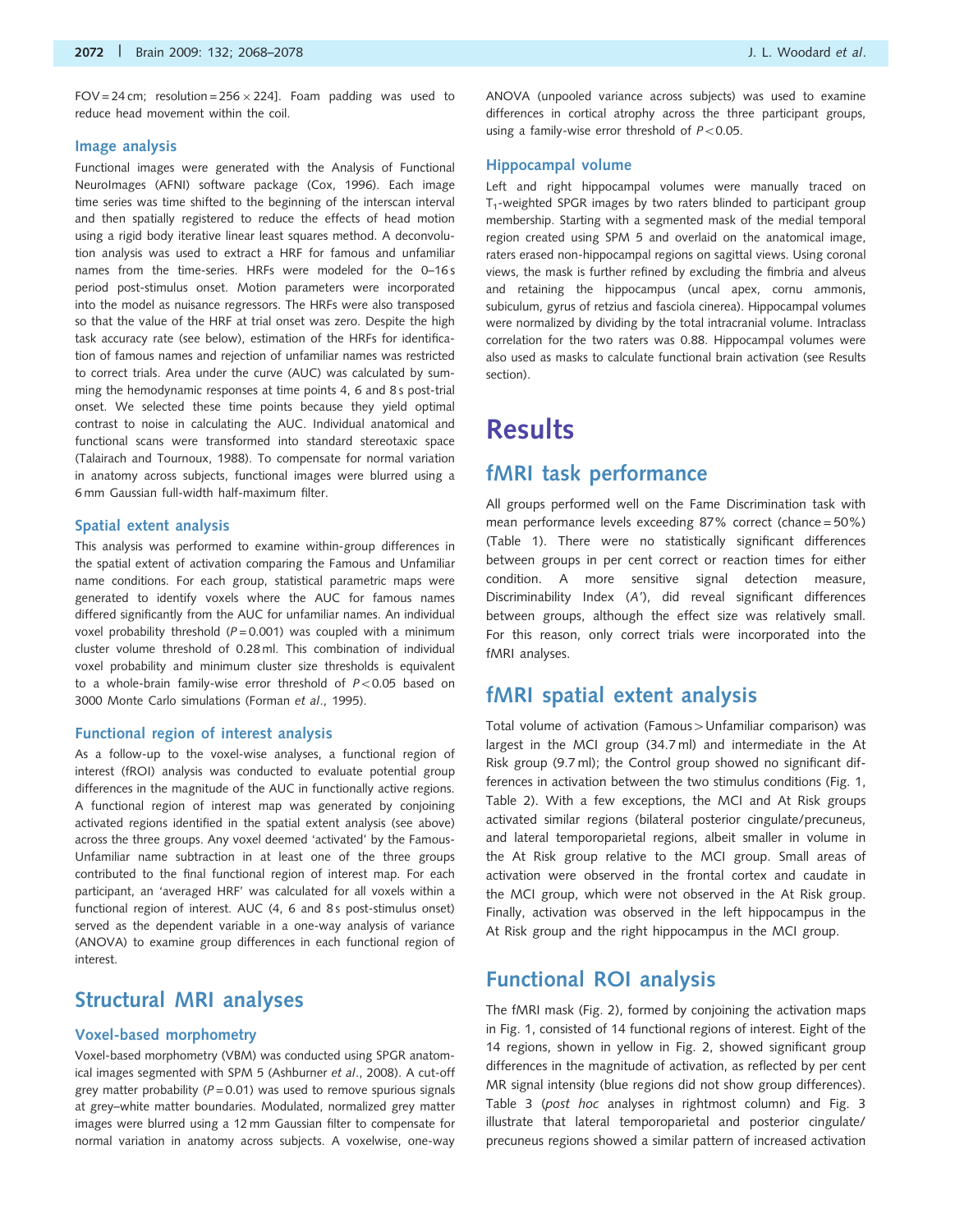FOV = 24 cm; resolution = 256 × 224]. Foam padding was used to reduce head movement within the coil.

### Image analysis

Functional images were generated with the Analysis of Functional NeuroImages (AFNI) software package (Cox, 1996). Each image time series was time shifted to the beginning of the interscan interval and then spatially registered to reduce the effects of head motion using a rigid body iterative linear least squares method. A deconvolution analysis was used to extract a HRF for famous and unfamiliar names from the time-series. HRFs were modeled for the 0–16 s period post-stimulus onset. Motion parameters were incorporated into the model as nuisance regressors. The HRFs were also transposed so that the value of the HRF at trial onset was zero. Despite the high task accuracy rate (see below), estimation of the HRFs for identification of famous names and rejection of unfamiliar names was restricted to correct trials. Area under the curve (AUC) was calculated by summing the hemodynamic responses at time points 4, 6 and 8 s post-trial onset. We selected these time points because they yield optimal contrast to noise in calculating the AUC. Individual anatomical and functional scans were transformed into standard stereotaxic space (Talairach and Tournoux, 1988). To compensate for normal variation in anatomy across subjects, functional images were blurred using a 6 mm Gaussian full-width half-maximum filter.

### Spatial extent analysis

This analysis was performed to examine within-group differences in the spatial extent of activation comparing the Famous and Unfamiliar name conditions. For each group, statistical parametric maps were generated to identify voxels where the AUC for famous names differed significantly from the AUC for unfamiliar names. An individual voxel probability threshold ($P = 0.001$) was coupled with a minimum cluster volume threshold of 0.28 ml. This combination of individual voxel probability and minimum cluster size thresholds is equivalent to a whole-brain family-wise error threshold of $P < 0.05$ based on 3000 Monte Carlo simulations (Forman *et al*., 1995).

### Functional region of interest analysis

As a follow-up to the voxel-wise analyses, a functional region of interest (fROI) analysis was conducted to evaluate potential group differences in the magnitude of the AUC in functionally active regions. A functional region of interest map was generated by conjoining activated regions identified in the spatial extent analysis (see above) across the three groups. Any voxel deemed 'activated' by the Famous-Unfamiliar name subtraction in at least one of the three groups contributed to the final functional region of interest map. For each participant, an 'averaged HRF' was calculated for all voxels within a functional region of interest. AUC (4, 6 and 8 s post-stimulus onset) served as the dependent variable in a one-way analysis of variance (ANOVA) to examine group differences in each functional region of interest.

## Structural MRI analyses

### Voxel-based morphometry

Voxel-based morphometry (VBM) was conducted using SPGR anatomical images segmented with SPM 5 (Ashburner *et al*., 2008). A cut-off grey matter probability ($P = 0.01$) was used to remove spurious signals at grey–white matter boundaries. Modulated, normalized grey matter images were blurred using a 12 mm Gaussian filter to compensate for normal variation in anatomy across subjects. A voxelwise, one-way ANOVA (unpooled variance across subjects) was used to examine differences in cortical atrophy across the three participant groups, using a family-wise error threshold of $P < 0.05$.

### Hippocampal volume

Left and right hippocampal volumes were manually traced on $T_1$-weighted SPGR images by two raters blinded to participant group membership. Starting with a segmented mask of the medial temporal region created using SPM 5 and overlaid on the anatomical image, raters erased non-hippocampal regions on sagittal views. Using coronal views, the mask is further refined by excluding the fimbria and alveus and retaining the hippocampus (uncal apex, cornu ammonis, subiculum, gyrus of retzius and fasciola cinerea). Hippocampal volumes were normalized by dividing by the total intracranial volume. Intraclass correlation for the two raters was 0.88. Hippocampal volumes were also used as masks to calculate functional brain activation (see Results section).

# Results

## fMRI task performance

All groups performed well on the Fame Discrimination task with mean performance levels exceeding 87% correct (chance = 50%) (Table 1). There were no statistically significant differences between groups in per cent correct or reaction times for either condition. A more sensitive signal detection measure, Discriminability Index ($A'$), did reveal significant differences between groups, although the effect size was relatively small. For this reason, only correct trials were incorporated into the fMRI analyses.

## fMRI spatial extent analysis

Total volume of activation (Famous > Unfamiliar comparison) was largest in the MCI group (34.7 ml) and intermediate in the At Risk group (9.7 ml); the Control group showed no significant differences in activation between the two stimulus conditions (Fig. 1, Table 2). With a few exceptions, the MCI and At Risk groups activated similar regions (bilateral posterior cingulate/precuneus, and lateral temporoparietal regions, albeit smaller in volume in the At Risk group relative to the MCI group. Small areas of activation were observed in the frontal cortex and caudate in the MCI group, which were not observed in the At Risk group. Finally, activation was observed in the left hippocampus in the At Risk group and the right hippocampus in the MCI group.

## Functional ROI analysis

The fMRI mask (Fig. 2), formed by conjoining the activation maps in Fig. 1, consisted of 14 functional regions of interest. Eight of the 14 regions, shown in yellow in Fig. 2, showed significant group differences in the magnitude of activation, as reflected by per cent MR signal intensity (blue regions did not show group differences). Table 3 (*post hoc* analyses in rightmost column) and Fig. 3 illustrate that lateral temporoparietal and posterior cingulate/precuneus regions showed a similar pattern of increased activation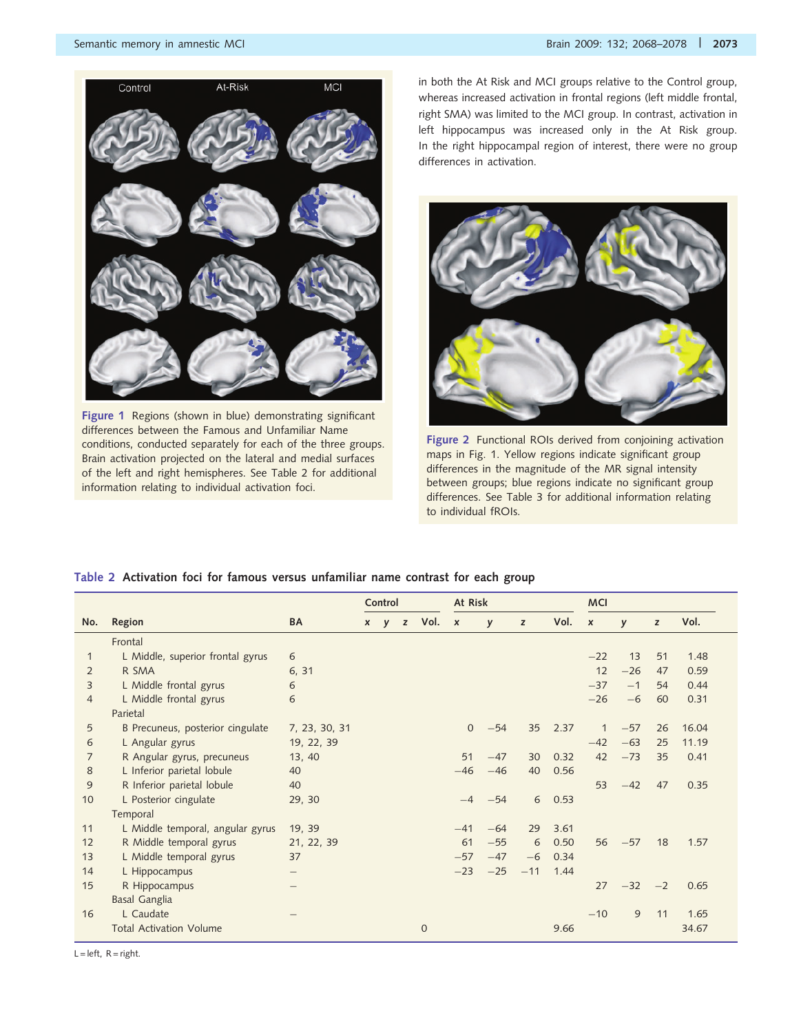Figure 1 Regions (shown in blue) demonstrating significant differences between the Famous and Unfamiliar Name conditions, conducted separately for each of the three groups. Brain activation projected on the lateral and medial surfaces of the left and right hemispheres. See Table 2 for additional information relating to individual activation foci.

in both the At Risk and MCI groups relative to the Control group, whereas increased activation in frontal regions (left middle frontal, right SMA) was limited to the MCI group. In contrast, activation in left hippocampus was increased only in the At Risk group. In the right hippocampal region of interest, there were no group differences in activation.

Figure 2 Functional ROIs derived from conjoining activation maps in Fig. 1. Yellow regions indicate significant group differences in the magnitude of the MR signal intensity between groups; blue regions indicate no significant group differences. See Table 3 for additional information relating to individual fROIs.

**Table 2 Activation foci for famous versus unfamiliar name contrast for each group**

| No. | Region | BA | Control | | | | At Risk | | | | MCI | | | |
|---|---|---|---|---|---|---|---|---|---|---|---|---|---|---|
| | | | x | y | z | Vol. | x | y | z | Vol. | x | y | z | Vol. |
| | Frontal | | | | | | | | | | | | | |
| 1 | L Middle, superior frontal gyrus | 6 | | | | | | | | | −22 | 13 | 51 | 1.48 |
| 2 | R SMA | 6, 31 | | | | | | | | | 12 | −26 | 47 | 0.59 |
| 3 | L Middle frontal gyrus | 6 | | | | | | | | | −37 | −1 | 54 | 0.44 |
| 4 | L Middle frontal gyrus | 6 | | | | | | | | | −26 | −6 | 60 | 0.31 |
| | Parietal | | | | | | | | | | | | | |
| 5 | B Precuneus, posterior cingulate | 7, 23, 30, 31 | | | | | 0 | −54 | 35 | 2.37 | 1 | −57 | 26 | 16.04 |
| 6 | L Angular gyrus | 19, 22, 39 | | | | | | | | | −42 | −63 | 25 | 11.19 |
| 7 | R Angular gyrus, precuneus | 13, 40 | | | | | 51 | −47 | 30 | 0.32 | 42 | −73 | 35 | 0.41 |
| 8 | L Inferior parietal lobule | 40 | | | | | −46 | −46 | 40 | 0.56 | | | | |
| 9 | R Inferior parietal lobule | 40 | | | | | | | | | 53 | −42 | 47 | 0.35 |
| 10 | L Posterior cingulate | 29, 30 | | | | | −4 | −54 | 6 | 0.53 | | | | |
| | Temporal | | | | | | | | | | | | | |
| 11 | L Middle temporal, angular gyrus | 19, 39 | | | | | −41 | −64 | 29 | 3.61 | | | | |
| 12 | R Middle temporal gyrus | 21, 22, 39 | | | | | 61 | −55 | 6 | 0.50 | 56 | −57 | 18 | 1.57 |
| 13 | L Middle temporal gyrus | 37 | | | | | −57 | −47 | −6 | 0.34 | | | | |
| 14 | L Hippocampus | – | | | | | −23 | −25 | −11 | 1.44 | | | | |
| 15 | R Hippocampus | – | | | | | | | | | 27 | −32 | −2 | 0.65 |
| | Basal Ganglia | | | | | | | | | | | | | |
| 16 | L Caudate | – | | | | | | | | | −10 | 9 | 11 | 1.65 |
| | Total Activation Volume | | | | | 0 | | | | 9.66 | | | | 34.67 |

L = left, R = right.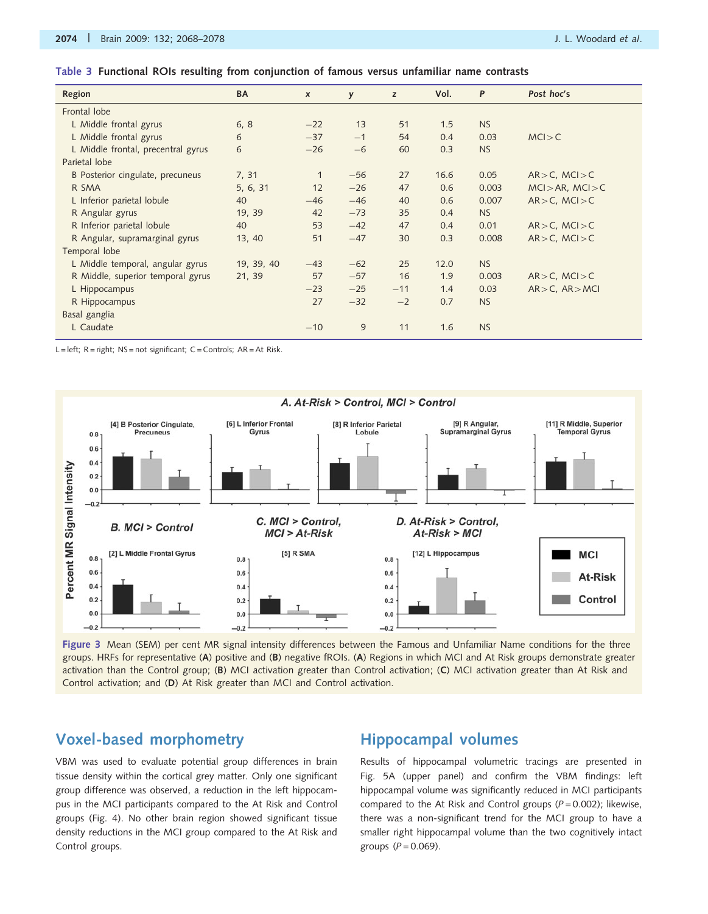**Table 3** Functional ROIs resulting from conjunction of famous versus unfamiliar name contrasts

| Region | BA | x | y | z | Vol. | P | *Post hoc's* |
|---|---|---|---|---|---|---|---|
| Frontal lobe | | | | | | | |
| L Middle frontal gyrus | 6, 8 | −22 | 13 | 51 | 1.5 | NS | |
| L Middle frontal gyrus | 6 | −37 | −1 | 54 | 0.4 | 0.03 | MCI > C |
| L Middle frontal, precentral gyrus | 6 | −26 | −6 | 60 | 0.3 | NS | |
| Parietal lobe | | | | | | | |
| B Posterior cingulate, precuneus | 7, 31 | 1 | −56 | 27 | 16.6 | 0.05 | AR > C, MCI > C |
| R SMA | 5, 6, 31 | 12 | −26 | 47 | 0.6 | 0.003 | MCI > AR, MCI > C |
| L Inferior parietal lobule | 40 | −46 | −46 | 40 | 0.6 | 0.007 | AR > C, MCI > C |
| R Angular gyrus | 19, 39 | 42 | −73 | 35 | 0.4 | NS | |
| R Inferior parietal lobule | 40 | 53 | −42 | 47 | 0.4 | 0.01 | AR > C, MCI > C |
| R Angular, supramarginal gyrus | 13, 40 | 51 | −47 | 30 | 0.3 | 0.008 | AR > C, MCI > C |
| Temporal lobe | | | | | | | |
| L Middle temporal, angular gyrus | 19, 39, 40 | −43 | −62 | 25 | 12.0 | NS | |
| R Middle, superior temporal gyrus | 21, 39 | 57 | −57 | 16 | 1.9 | 0.003 | AR > C, MCI > C |
| L Hippocampus | | −23 | −25 | −11 | 1.4 | 0.03 | AR > C, AR > MCI |
| R Hippocampus | | 27 | −32 | −2 | 0.7 | NS | |
| Basal ganglia | | | | | | | |
| L Caudate | | −10 | 9 | 11 | 1.6 | NS | |

L = left; R = right; NS = not significant; C = Controls; AR = At Risk.

**Figure 3** Mean (SEM) per cent MR signal intensity differences between the Famous and Unfamiliar Name conditions for the three groups. HRFs for representative (**A**) positive and (**B**) negative fROIs. (**A**) Regions in which MCI and At Risk groups demonstrate greater activation than the Control group; (**B**) MCI activation greater than Control activation; (**C**) MCI activation greater than At Risk and Control activation; and (**D**) At Risk greater than MCI and Control activation.

## Voxel-based morphometry

VBM was used to evaluate potential group differences in brain tissue density within the cortical grey matter. Only one significant group difference was observed, a reduction in the left hippocampus in the MCI participants compared to the At Risk and Control groups (Fig. 4). No other brain region showed significant tissue density reductions in the MCI group compared to the At Risk and Control groups.

## Hippocampal volumes

Results of hippocampal volumetric tracings are presented in Fig. 5A (upper panel) and confirm the VBM findings: left hippocampal volume was significantly reduced in MCI participants compared to the At Risk and Control groups ($P = 0.002$); likewise, there was a non-significant trend for the MCI group to have a smaller right hippocampal volume than the two cognitively intact groups ($P = 0.069$).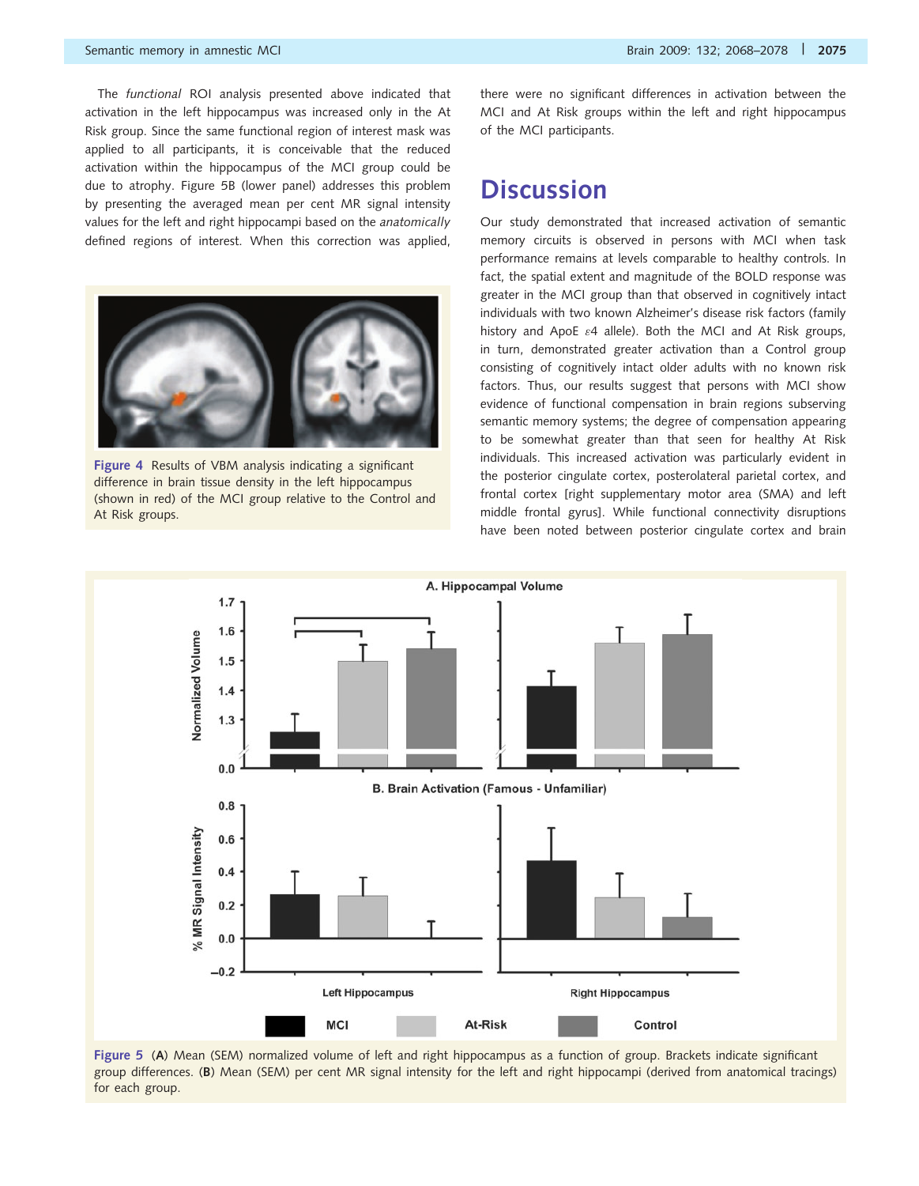The *functional* ROI analysis presented above indicated that activation in the left hippocampus was increased only in the At Risk group. Since the same functional region of interest mask was applied to all participants, it is conceivable that the reduced activation within the hippocampus of the MCI group could be due to atrophy. Figure 5B (lower panel) addresses this problem by presenting the averaged mean per cent MR signal intensity values for the left and right hippocampi based on the *anatomically* defined regions of interest. When this correction was applied, there were no significant differences in activation between the MCI and At Risk groups within the left and right hippocampus of the MCI participants.

Figure 4 Results of VBM analysis indicating a significant difference in brain tissue density in the left hippocampus (shown in red) of the MCI group relative to the Control and At Risk groups.

# Discussion

Our study demonstrated that increased activation of semantic memory circuits is observed in persons with MCI when task performance remains at levels comparable to healthy controls. In fact, the spatial extent and magnitude of the BOLD response was greater in the MCI group than that observed in cognitively intact individuals with two known Alzheimer's disease risk factors (family history and ApoE $\varepsilon 4$ allele). Both the MCI and At Risk groups, in turn, demonstrated greater activation than a Control group consisting of cognitively intact older adults with no known risk factors. Thus, our results suggest that persons with MCI show evidence of functional compensation in brain regions subserving semantic memory systems; the degree of compensation appearing to be somewhat greater than that seen for healthy At Risk individuals. This increased activation was particularly evident in the posterior cingulate cortex, posterolateral parietal cortex, and frontal cortex [right supplementary motor area (SMA) and left middle frontal gyrus]. While functional connectivity disruptions have been noted between posterior cingulate cortex and brain

Figure 5 (**A**) Mean (SEM) normalized volume of left and right hippocampus as a function of group. Brackets indicate significant group differences. (**B**) Mean (SEM) per cent MR signal intensity for the left and right hippocampi (derived from anatomical tracings) for each group.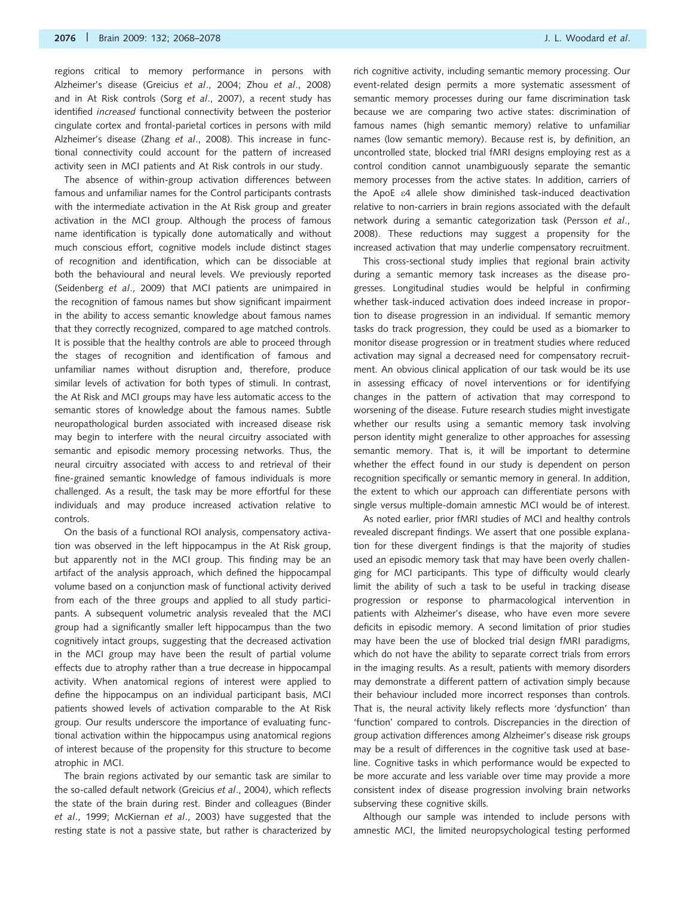regions critical to memory performance in persons with Alzheimer's disease (Greicius *et al*., 2004; Zhou *et al*., 2008) and in At Risk controls (Sorg *et al*., 2007), a recent study has identified *increased* functional connectivity between the posterior cingulate cortex and frontal-parietal cortices in persons with mild Alzheimer's disease (Zhang *et al*., 2008). This increase in functional connectivity could account for the pattern of increased activity seen in MCI patients and At Risk controls in our study.

The absence of within-group activation differences between famous and unfamiliar names for the Control participants contrasts with the intermediate activation in the At Risk group and greater activation in the MCI group. Although the process of famous name identification is typically done automatically and without much conscious effort, cognitive models include distinct stages of recognition and identification, which can be dissociable at both the behavioural and neural levels. We previously reported (Seidenberg *et al*., 2009) that MCI patients are unimpaired in the recognition of famous names but show significant impairment in the ability to access semantic knowledge about famous names that they correctly recognized, compared to age matched controls. It is possible that the healthy controls are able to proceed through the stages of recognition and identification of famous and unfamiliar names without disruption and, therefore, produce similar levels of activation for both types of stimuli. In contrast, the At Risk and MCI groups may have less automatic access to the semantic stores of knowledge about the famous names. Subtle neuropathological burden associated with increased disease risk may begin to interfere with the neural circuitry associated with semantic and episodic memory processing networks. Thus, the neural circuitry associated with access to and retrieval of their fine-grained semantic knowledge of famous individuals is more challenged. As a result, the task may be more effortful for these individuals and may produce increased activation relative to controls.

On the basis of a functional ROI analysis, compensatory activation was observed in the left hippocampus in the At Risk group, but apparently not in the MCI group. This finding may be an artifact of the analysis approach, which defined the hippocampal volume based on a conjunction mask of functional activity derived from each of the three groups and applied to all study participants. A subsequent volumetric analysis revealed that the MCI group had a significantly smaller left hippocampus than the two cognitively intact groups, suggesting that the decreased activation in the MCI group may have been the result of partial volume effects due to atrophy rather than a true decrease in hippocampal activity. When anatomical regions of interest were applied to define the hippocampus on an individual participant basis, MCI patients showed levels of activation comparable to the At Risk group. Our results underscore the importance of evaluating functional activation within the hippocampus using anatomical regions of interest because of the propensity for this structure to become atrophic in MCI.

The brain regions activated by our semantic task are similar to the so-called default network (Greicius *et al*., 2004), which reflects the state of the brain during rest. Binder and colleagues (Binder *et al*., 1999; McKiernan *et al*., 2003) have suggested that the resting state is not a passive state, but rather is characterized by rich cognitive activity, including semantic memory processing. Our event-related design permits a more systematic assessment of semantic memory processes during our fame discrimination task because we are comparing two active states: discrimination of famous names (high semantic memory) relative to unfamiliar names (low semantic memory). Because rest is, by definition, an uncontrolled state, blocked trial fMRI designs employing rest as a control condition cannot unambiguously separate the semantic memory processes from the active states. In addition, carriers of the ApoE ε4 allele show diminished task-induced deactivation relative to non-carriers in brain regions associated with the default network during a semantic categorization task (Persson *et al*., 2008). These reductions may suggest a propensity for the increased activation that may underlie compensatory recruitment.

This cross-sectional study implies that regional brain activity during a semantic memory task increases as the disease progresses. Longitudinal studies would be helpful in confirming whether task-induced activation does indeed increase in proportion to disease progression in an individual. If semantic memory tasks do track progression, they could be used as a biomarker to monitor disease progression or in treatment studies where reduced activation may signal a decreased need for compensatory recruitment. An obvious clinical application of our task would be its use in assessing efficacy of novel interventions or for identifying changes in the pattern of activation that may correspond to worsening of the disease. Future research studies might investigate whether our results using a semantic memory task involving person identity might generalize to other approaches for assessing semantic memory. That is, it will be important to determine whether the effect found in our study is dependent on person recognition specifically or semantic memory in general. In addition, the extent to which our approach can differentiate persons with single versus multiple-domain amnestic MCI would be of interest.

As noted earlier, prior fMRI studies of MCI and healthy controls revealed discrepant findings. We assert that one possible explanation for these divergent findings is that the majority of studies used an episodic memory task that may have been overly challenging for MCI participants. This type of difficulty would clearly limit the ability of such a task to be useful in tracking disease progression or response to pharmacological intervention in patients with Alzheimer's disease, who have even more severe deficits in episodic memory. A second limitation of prior studies may have been the use of blocked trial design fMRI paradigms, which do not have the ability to separate correct trials from errors in the imaging results. As a result, patients with memory disorders may demonstrate a different pattern of activation simply because their behaviour included more incorrect responses than controls. That is, the neural activity likely reflects more 'dysfunction' than 'function' compared to controls. Discrepancies in the direction of group activation differences among Alzheimer's disease risk groups may be a result of differences in the cognitive task used at baseline. Cognitive tasks in which performance would be expected to be more accurate and less variable over time may provide a more consistent index of disease progression involving brain networks subserving these cognitive skills.

Although our sample was intended to include persons with amnestic MCI, the limited neuropsychological testing performed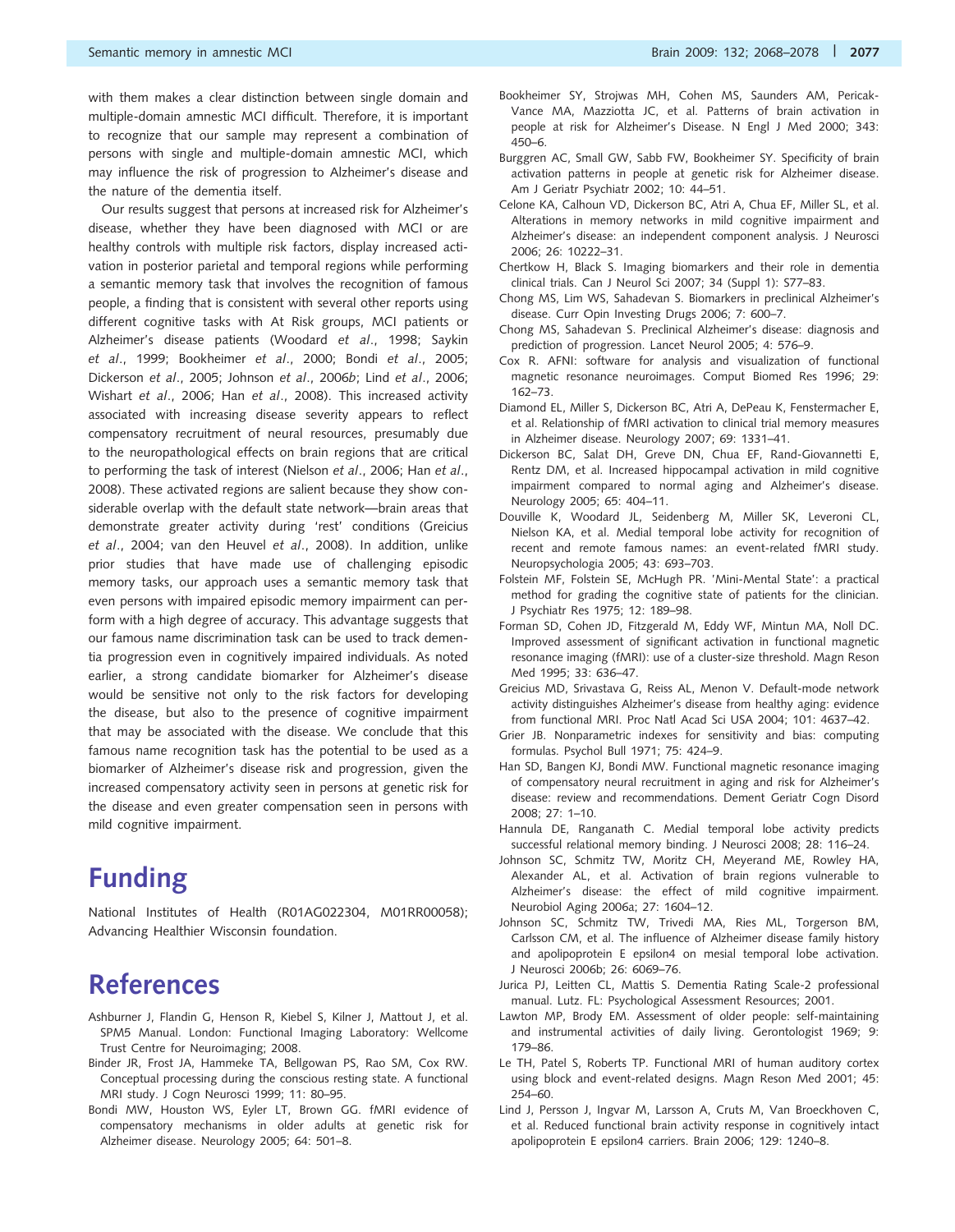with them makes a clear distinction between single domain and multiple-domain amnestic MCI difficult. Therefore, it is important to recognize that our sample may represent a combination of persons with single and multiple-domain amnestic MCI, which may influence the risk of progression to Alzheimer's disease and the nature of the dementia itself.

Our results suggest that persons at increased risk for Alzheimer's disease, whether they have been diagnosed with MCI or are healthy controls with multiple risk factors, display increased activation in posterior parietal and temporal regions while performing a semantic memory task that involves the recognition of famous people, a finding that is consistent with several other reports using different cognitive tasks with At Risk groups, MCI patients or Alzheimer's disease patients (Woodard *et al*., 1998; Saykin *et al*., 1999; Bookheimer *et al*., 2000; Bondi *et al*., 2005; Dickerson *et al*., 2005; Johnson *et al*., 2006*b*; Lind *et al*., 2006; Wishart *et al*., 2006; Han *et al*., 2008). This increased activity associated with increasing disease severity appears to reflect compensatory recruitment of neural resources, presumably due to the neuropathological effects on brain regions that are critical to performing the task of interest (Nielson *et al*., 2006; Han *et al*., 2008). These activated regions are salient because they show considerable overlap with the default state network—brain areas that demonstrate greater activity during 'rest' conditions (Greicius *et al*., 2004; van den Heuvel *et al*., 2008). In addition, unlike prior studies that have made use of challenging episodic memory tasks, our approach uses a semantic memory task that even persons with impaired episodic memory impairment can perform with a high degree of accuracy. This advantage suggests that our famous name discrimination task can be used to track dementia progression even in cognitively impaired individuals. As noted earlier, a strong candidate biomarker for Alzheimer's disease would be sensitive not only to the risk factors for developing the disease, but also to the presence of cognitive impairment that may be associated with the disease. We conclude that this famous name recognition task has the potential to be used as a biomarker of Alzheimer's disease risk and progression, given the increased compensatory activity seen in persons at genetic risk for the disease and even greater compensation seen in persons with mild cognitive impairment.

# Funding

National Institutes of Health (R01AG022304, M01RR00058); Advancing Healthier Wisconsin foundation.

# References

Ashburner J, Flandin G, Henson R, Kiebel S, Kilner J, Mattout J, et al. SPM5 Manual. London: Functional Imaging Laboratory: Wellcome Trust Centre for Neuroimaging; 2008.

Binder JR, Frost JA, Hammeke TA, Bellgowan PS, Rao SM, Cox RW. Conceptual processing during the conscious resting state. A functional MRI study. J Cogn Neurosci 1999; 11: 80–95.

Bondi MW, Houston WS, Eyler LT, Brown GG. fMRI evidence of compensatory mechanisms in older adults at genetic risk for Alzheimer disease. Neurology 2005; 64: 501–8.

Bookheimer SY, Strojwas MH, Cohen MS, Saunders AM, Pericak-Vance MA, Mazziotta JC, et al. Patterns of brain activation in people at risk for Alzheimer's Disease. N Engl J Med 2000; 343: 450–6.

Burggren AC, Small GW, Sabb FW, Bookheimer SY. Specificity of brain activation patterns in people at genetic risk for Alzheimer disease. Am J Geriatr Psychiatr 2002; 10: 44–51.

Celone KA, Calhoun VD, Dickerson BC, Atri A, Chua EF, Miller SL, et al. Alterations in memory networks in mild cognitive impairment and Alzheimer's disease: an independent component analysis. J Neurosci 2006; 26: 10222–31.

Chertkow H, Black S. Imaging biomarkers and their role in dementia clinical trials. Can J Neurol Sci 2007; 34 (Suppl 1): S77–83.

Chong MS, Lim WS, Sahadevan S. Biomarkers in preclinical Alzheimer's disease. Curr Opin Investing Drugs 2006; 7: 600–7.

Chong MS, Sahadevan S. Preclinical Alzheimer's disease: diagnosis and prediction of progression. Lancet Neurol 2005; 4: 576–9.

Cox R. AFNI: software for analysis and visualization of functional magnetic resonance neuroimages. Comput Biomed Res 1996; 29: 162–73.

Diamond EL, Miller S, Dickerson BC, Atri A, DePeau K, Fenstermacher E, et al. Relationship of fMRI activation to clinical trial memory measures in Alzheimer disease. Neurology 2007; 69: 1331–41.

Dickerson BC, Salat DH, Greve DN, Chua EF, Rand-Giovannetti E, Rentz DM, et al. Increased hippocampal activation in mild cognitive impairment compared to normal aging and Alzheimer's disease. Neurology 2005; 65: 404–11.

Douville K, Woodard JL, Seidenberg M, Miller SK, Leveroni CL, Nielson KA, et al. Medial temporal lobe activity for recognition of recent and remote famous names: an event-related fMRI study. Neuropsychologia 2005; 43: 693–703.

Folstein MF, Folstein SE, McHugh PR. 'Mini-Mental State': a practical method for grading the cognitive state of patients for the clinician. J Psychiatr Res 1975; 12: 189–98.

Forman SD, Cohen JD, Fitzgerald M, Eddy WF, Mintun MA, Noll DC. Improved assessment of significant activation in functional magnetic resonance imaging (fMRI): use of a cluster-size threshold. Magn Reson Med 1995; 33: 636–47.

Greicius MD, Srivastava G, Reiss AL, Menon V. Default-mode network activity distinguishes Alzheimer's disease from healthy aging: evidence from functional MRI. Proc Natl Acad Sci USA 2004; 101: 4637–42.

Grier JB. Nonparametric indexes for sensitivity and bias: computing formulas. Psychol Bull 1971; 75: 424–9.

Han SD, Bangen KJ, Bondi MW. Functional magnetic resonance imaging of compensatory neural recruitment in aging and risk for Alzheimer's disease: review and recommendations. Dement Geriatr Cogn Disord 2008; 27: 1–10.

Hannula DE, Ranganath C. Medial temporal lobe activity predicts successful relational memory binding. J Neurosci 2008; 28: 116–24.

Johnson SC, Schmitz TW, Moritz CH, Meyerand ME, Rowley HA, Alexander AL, et al. Activation of brain regions vulnerable to Alzheimer's disease: the effect of mild cognitive impairment. Neurobiol Aging 2006a; 27: 1604–12.

Johnson SC, Schmitz TW, Trivedi MA, Ries ML, Torgerson BM, Carlsson CM, et al. The influence of Alzheimer disease family history and apolipoprotein E epsilon4 on mesial temporal lobe activation. J Neurosci 2006b; 26: 6069–76.

Jurica PJ, Leitten CL, Mattis S. Dementia Rating Scale-2 professional manual. Lutz. FL: Psychological Assessment Resources; 2001.

Lawton MP, Brody EM. Assessment of older people: self-maintaining and instrumental activities of daily living. Gerontologist 1969; 9: 179–86.

Le TH, Patel S, Roberts TP. Functional MRI of human auditory cortex using block and event-related designs. Magn Reson Med 2001; 45: 254–60.

Lind J, Persson J, Ingvar M, Larsson A, Cruts M, Van Broeckhoven C, et al. Reduced functional brain activity response in cognitively intact apolipoprotein E epsilon4 carriers. Brain 2006; 129: 1240–8.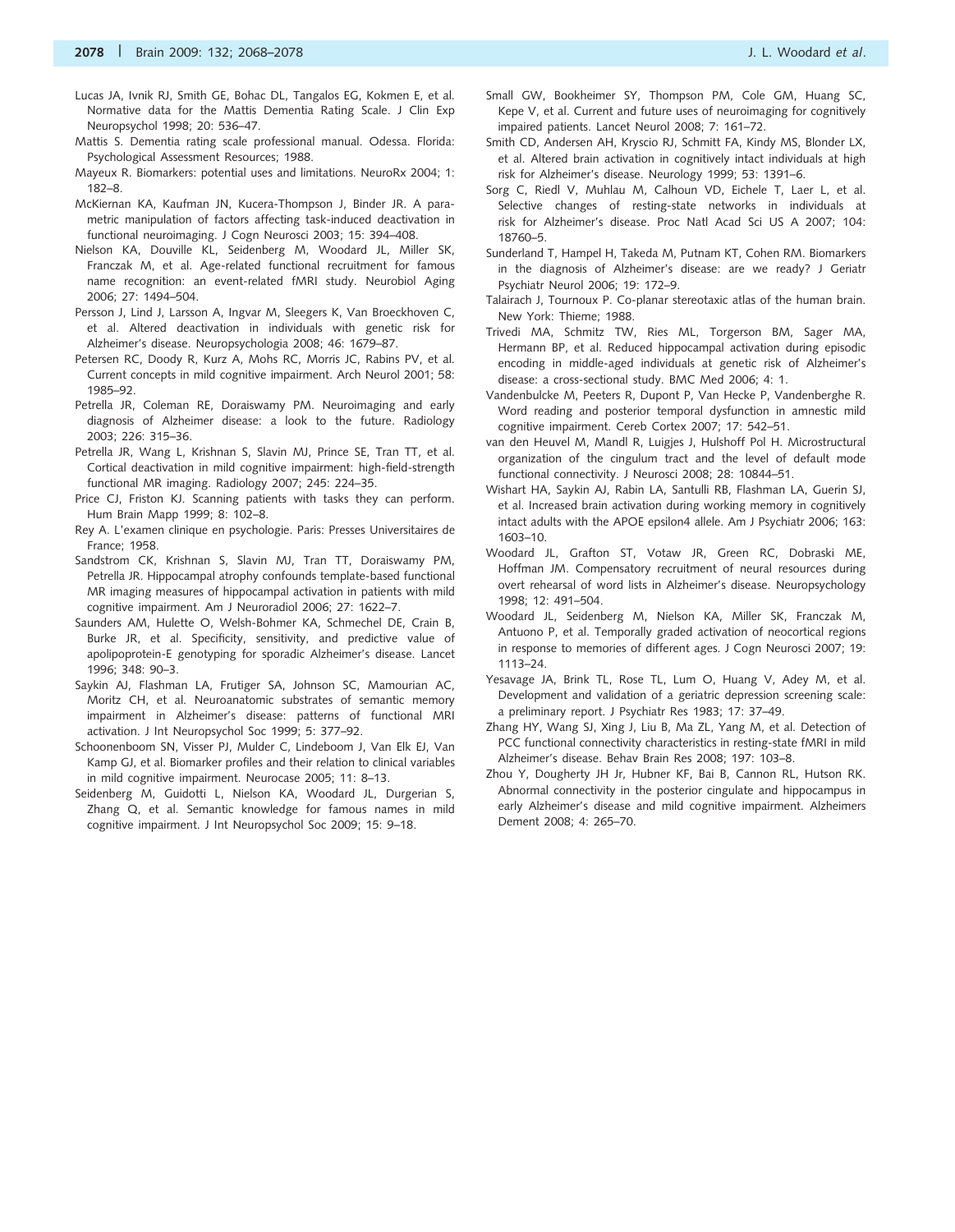Lucas JA, Ivnik RJ, Smith GE, Bohac DL, Tangalos EG, Kokmen E, et al. Normative data for the Mattis Dementia Rating Scale. J Clin Exp Neuropsychol 1998; 20: 536–47.

Mattis S. Dementia rating scale professional manual. Odessa. Florida: Psychological Assessment Resources; 1988.

Mayeux R. Biomarkers: potential uses and limitations. NeuroRx 2004; 1: 182–8.

McKiernan KA, Kaufman JN, Kucera-Thompson J, Binder JR. A parametric manipulation of factors affecting task-induced deactivation in functional neuroimaging. J Cogn Neurosci 2003; 15: 394–408.

Nielson KA, Douville KL, Seidenberg M, Woodard JL, Miller SK, Franczak M, et al. Age-related functional recruitment for famous name recognition: an event-related fMRI study. Neurobiol Aging 2006; 27: 1494–504.

Persson J, Lind J, Larsson A, Ingvar M, Sleegers K, Van Broeckhoven C, et al. Altered deactivation in individuals with genetic risk for Alzheimer's disease. Neuropsychologia 2008; 46: 1679–87.

Petersen RC, Doody R, Kurz A, Mohs RC, Morris JC, Rabins PV, et al. Current concepts in mild cognitive impairment. Arch Neurol 2001; 58: 1985–92.

Petrella JR, Coleman RE, Doraiswamy PM. Neuroimaging and early diagnosis of Alzheimer disease: a look to the future. Radiology 2003; 226: 315–36.

Petrella JR, Wang L, Krishnan S, Slavin MJ, Prince SE, Tran TT, et al. Cortical deactivation in mild cognitive impairment: high-field-strength functional MR imaging. Radiology 2007; 245: 224–35.

Price CJ, Friston KJ. Scanning patients with tasks they can perform. Hum Brain Mapp 1999; 8: 102–8.

Rey A. L'examen clinique en psychologie. Paris: Presses Universitaires de France; 1958.

Sandstrom CK, Krishnan S, Slavin MJ, Tran TT, Doraiswamy PM, Petrella JR. Hippocampal atrophy confounds template-based functional MR imaging measures of hippocampal activation in patients with mild cognitive impairment. Am J Neuroradiol 2006; 27: 1622–7.

Saunders AM, Hulette O, Welsh-Bohmer KA, Schmechel DE, Crain B, Burke JR, et al. Specificity, sensitivity, and predictive value of apolipoprotein-E genotyping for sporadic Alzheimer's disease. Lancet 1996; 348: 90–3.

Saykin AJ, Flashman LA, Frutiger SA, Johnson SC, Mamourian AC, Moritz CH, et al. Neuroanatomic substrates of semantic memory impairment in Alzheimer's disease: patterns of functional MRI activation. J Int Neuropsychol Soc 1999; 5: 377–92.

Schoonenboom SN, Visser PJ, Mulder C, Lindeboom J, Van Elk EJ, Van Kamp GJ, et al. Biomarker profiles and their relation to clinical variables in mild cognitive impairment. Neurocase 2005; 11: 8–13.

Seidenberg M, Guidotti L, Nielson KA, Woodard JL, Durgerian S, Zhang Q, et al. Semantic knowledge for famous names in mild cognitive impairment. J Int Neuropsychol Soc 2009; 15: 9–18.

Small GW, Bookheimer SY, Thompson PM, Cole GM, Huang SC, Kepe V, et al. Current and future uses of neuroimaging for cognitively impaired patients. Lancet Neurol 2008; 7: 161–72.

Smith CD, Andersen AH, Kryscio RJ, Schmitt FA, Kindy MS, Blonder LX, et al. Altered brain activation in cognitively intact individuals at high risk for Alzheimer's disease. Neurology 1999; 53: 1391–6.

Sorg C, Riedl V, Muhlau M, Calhoun VD, Eichele T, Laer L, et al. Selective changes of resting-state networks in individuals at risk for Alzheimer's disease. Proc Natl Acad Sci US A 2007; 104: 18760–5.

Sunderland T, Hampel H, Takeda M, Putnam KT, Cohen RM. Biomarkers in the diagnosis of Alzheimer's disease: are we ready? J Geriatr Psychiatr Neurol 2006; 19: 172–9.

Talairach J, Tournoux P. Co-planar stereotaxic atlas of the human brain. New York: Thieme; 1988.

Trivedi MA, Schmitz TW, Ries ML, Torgerson BM, Sager MA, Hermann BP, et al. Reduced hippocampal activation during episodic encoding in middle-aged individuals at genetic risk of Alzheimer's disease: a cross-sectional study. BMC Med 2006; 4: 1.

Vandenbulcke M, Peeters R, Dupont P, Van Hecke P, Vandenberghe R. Word reading and posterior temporal dysfunction in amnestic mild cognitive impairment. Cereb Cortex 2007; 17: 542–51.

van den Heuvel M, Mandl R, Luigjes J, Hulshoff Pol H. Microstructural organization of the cingulum tract and the level of default mode functional connectivity. J Neurosci 2008; 28: 10844–51.

Wishart HA, Saykin AJ, Rabin LA, Santulli RB, Flashman LA, Guerin SJ, et al. Increased brain activation during working memory in cognitively intact adults with the APOE epsilon4 allele. Am J Psychiatr 2006; 163: 1603–10.

Woodard JL, Grafton ST, Votaw JR, Green RC, Dobraski ME, Hoffman JM. Compensatory recruitment of neural resources during overt rehearsal of word lists in Alzheimer's disease. Neuropsychology 1998; 12: 491–504.

Woodard JL, Seidenberg M, Nielson KA, Miller SK, Franczak M, Antuono P, et al. Temporally graded activation of neocortical regions in response to memories of different ages. J Cogn Neurosci 2007; 19: 1113–24.

Yesavage JA, Brink TL, Rose TL, Lum O, Huang V, Adey M, et al. Development and validation of a geriatric depression screening scale: a preliminary report. J Psychiatr Res 1983; 17: 37–49.

Zhang HY, Wang SJ, Xing J, Liu B, Ma ZL, Yang M, et al. Detection of PCC functional connectivity characteristics in resting-state fMRI in mild Alzheimer's disease. Behav Brain Res 2008; 197: 103–8.

Zhou Y, Dougherty JH Jr, Hubner KF, Bai B, Cannon RL, Hutson RK. Abnormal connectivity in the posterior cingulate and hippocampus in early Alzheimer's disease and mild cognitive impairment. Alzheimers Dement 2008; 4: 265–70.